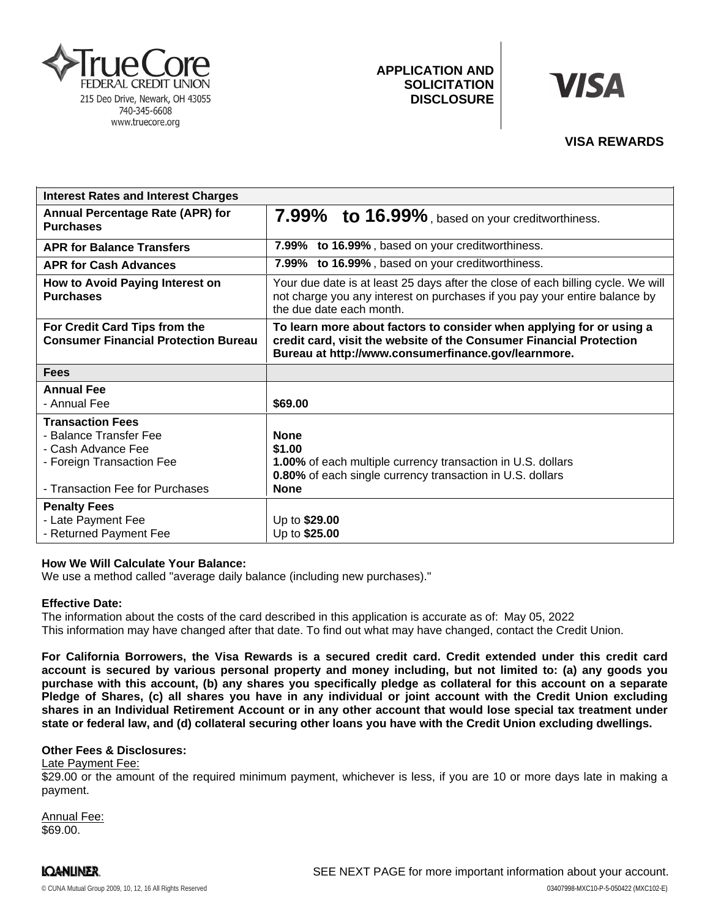TrueCore FEDERAL CREDIT UNION
215 Deo Drive, Newark, OH 43055
740-345-6608
www.truecore.org

**APPLICATION AND SOLICITATION DISCLOSURE**

**VISA**

**VISA REWARDS**

| **Interest Rates and Interest Charges** | |
|---|---|
| **Annual Percentage Rate (APR) for Purchases** | **7.99% to 16.99%**, based on your creditworthiness. |
| **APR for Balance Transfers** | **7.99% to 16.99%**, based on your creditworthiness. |
| **APR for Cash Advances** | **7.99% to 16.99%**, based on your creditworthiness. |
| **How to Avoid Paying Interest on Purchases** | Your due date is at least 25 days after the close of each billing cycle. We will not charge you any interest on purchases if you pay your entire balance by the due date each month. |
| **For Credit Card Tips from the Consumer Financial Protection Bureau** | **To learn more about factors to consider when applying for or using a credit card, visit the website of the Consumer Financial Protection Bureau at http://www.consumerfinance.gov/learnmore.** |
| **Fees** | |
| **Annual Fee**<br>- Annual Fee | <br>**$69.00** |
| **Transaction Fees**<br>- Balance Transfer Fee<br>- Cash Advance Fee<br>- Foreign Transaction Fee<br><br>- Transaction Fee for Purchases | <br>**None**<br>**$1.00**<br>**1.00%** of each multiple currency transaction in U.S. dollars<br>**0.80%** of each single currency transaction in U.S. dollars<br>**None** |
| **Penalty Fees**<br>- Late Payment Fee<br>- Returned Payment Fee | <br>Up to **$29.00**<br>Up to **$25.00** |

**How We Will Calculate Your Balance:**
We use a method called "average daily balance (including new purchases)."

**Effective Date:**
The information about the costs of the card described in this application is accurate as of: May 05, 2022
This information may have changed after that date. To find out what may have changed, contact the Credit Union.

**For California Borrowers, the Visa Rewards is a secured credit card. Credit extended under this credit card account is secured by various personal property and money including, but not limited to: (a) any goods you purchase with this account, (b) any shares you specifically pledge as collateral for this account on a separate Pledge of Shares, (c) all shares you have in any individual or joint account with the Credit Union excluding shares in an Individual Retirement Account or in any other account that would lose special tax treatment under state or federal law, and (d) collateral securing other loans you have with the Credit Union excluding dwellings.**

**Other Fees & Disclosures:**

Late Payment Fee:
$29.00 or the amount of the required minimum payment, whichever is less, if you are 10 or more days late in making a payment.

Annual Fee:
$69.00.

SEE NEXT PAGE for more important information about your account.

LOANLINER.

© CUNA Mutual Group 2009, 10, 12, 16 All Rights Reserved

03407998-MXC10-P-5-050422 (MXC102-E)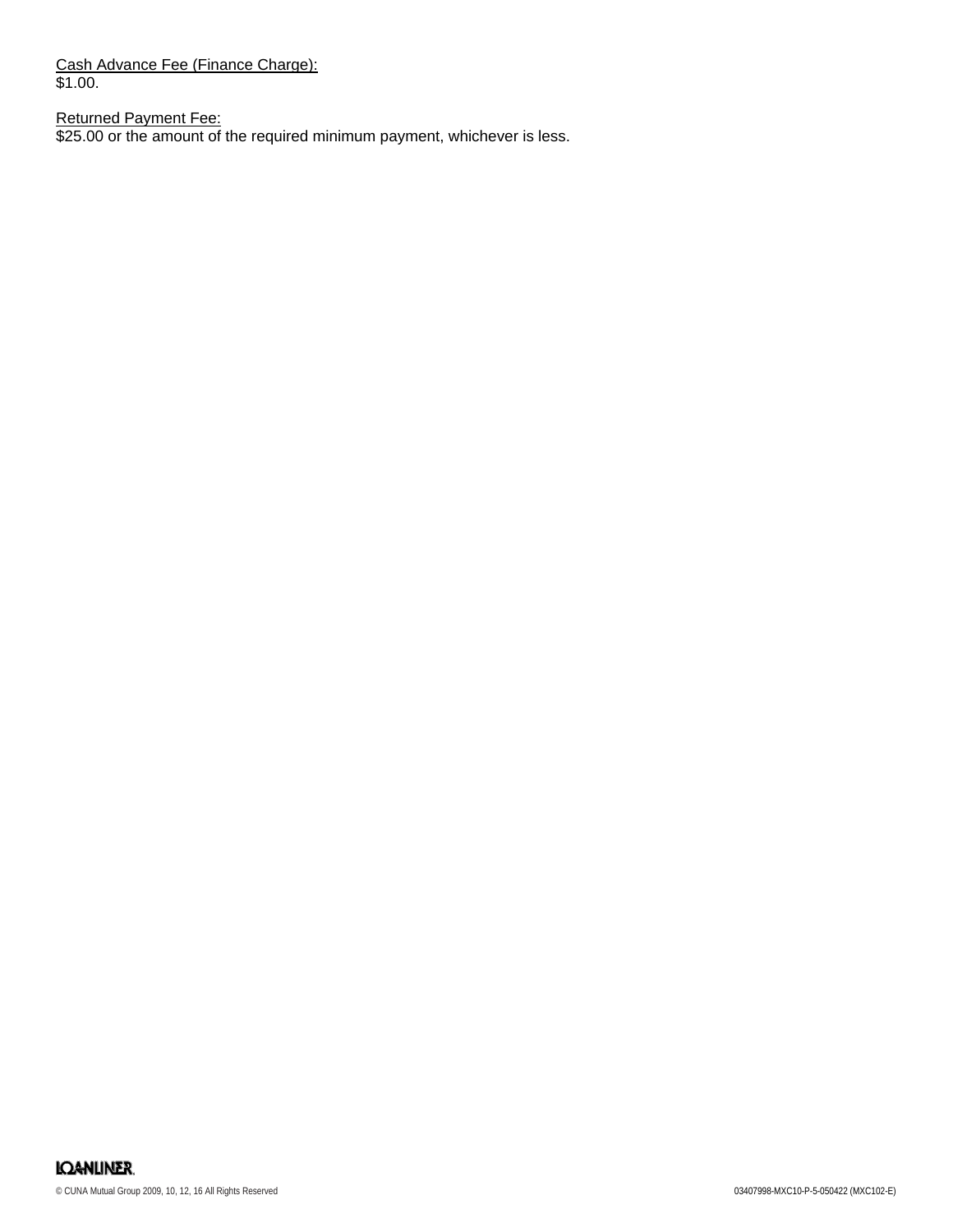<u>Cash Advance Fee (Finance Charge):</u>
$1.00.

<u>Returned Payment Fee:</u>
$25.00 or the amount of the required minimum payment, whichever is less.

LOANLINER.

© CUNA Mutual Group 2009, 10, 12, 16 All Rights Reserved

03407998-MXC10-P-5-050422 (MXC102-E)